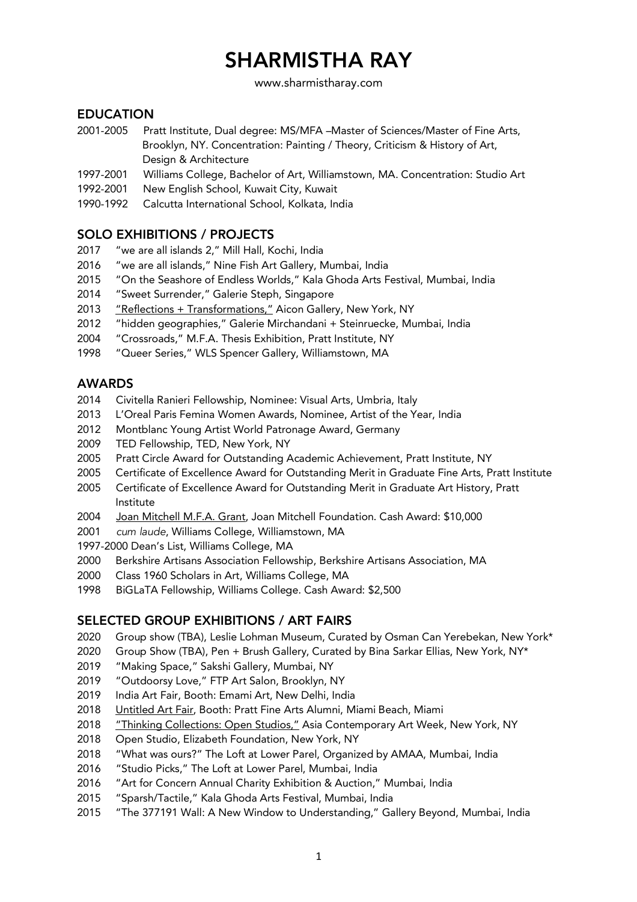# SHARMISTHA RAY

www.sharmistharay.com

## EDUCATION

2001-2005 Pratt Institute, Dual degree: MS/MFA –Master of Sciences/Master of Fine Arts, Brooklyn, NY. Concentration: Painting / Theory, Criticism & History of Art, Design & Architecture
1997-2001 Williams College, Bachelor of Art, Williamstown, MA. Concentration: Studio Art
1992-2001 New English School, Kuwait City, Kuwait
1990-1992 Calcutta International School, Kolkata, India

## SOLO EXHIBITIONS / PROJECTS

2017 "we are all islands 2," Mill Hall, Kochi, India
2016 "we are all islands," Nine Fish Art Gallery, Mumbai, India
2015 "On the Seashore of Endless Worlds," Kala Ghoda Arts Festival, Mumbai, India
2014 "Sweet Surrender," Galerie Steph, Singapore
2013 "Reflections + Transformations," Aicon Gallery, New York, NY
2012 "hidden geographies," Galerie Mirchandani + Steinruecke, Mumbai, India
2004 "Crossroads," M.F.A. Thesis Exhibition, Pratt Institute, NY
1998 "Queer Series," WLS Spencer Gallery, Williamstown, MA

## AWARDS

2014 Civitella Ranieri Fellowship, Nominee: Visual Arts, Umbria, Italy
2013 L'Oreal Paris Femina Women Awards, Nominee, Artist of the Year, India
2012 Montblanc Young Artist World Patronage Award, Germany
2009 TED Fellowship, TED, New York, NY
2005 Pratt Circle Award for Outstanding Academic Achievement, Pratt Institute, NY
2005 Certificate of Excellence Award for Outstanding Merit in Graduate Fine Arts, Pratt Institute
2005 Certificate of Excellence Award for Outstanding Merit in Graduate Art History, Pratt Institute
2004 Joan Mitchell M.F.A. Grant, Joan Mitchell Foundation. Cash Award: $10,000
2001 *cum laude*, Williams College, Williamstown, MA
1997-2000 Dean's List, Williams College, MA
2000 Berkshire Artisans Association Fellowship, Berkshire Artisans Association, MA
2000 Class 1960 Scholars in Art, Williams College, MA
1998 BiGLaTA Fellowship, Williams College. Cash Award: $2,500

## SELECTED GROUP EXHIBITIONS / ART FAIRS

2020 Group show (TBA), Leslie Lohman Museum, Curated by Osman Can Yerebekan, New York*
2020 Group Show (TBA), Pen + Brush Gallery, Curated by Bina Sarkar Ellias, New York, NY*
2019 "Making Space," Sakshi Gallery, Mumbai, NY
2019 "Outdoorsy Love," FTP Art Salon, Brooklyn, NY
2019 India Art Fair, Booth: Emami Art, New Delhi, India
2018 Untitled Art Fair, Booth: Pratt Fine Arts Alumni, Miami Beach, Miami
2018 "Thinking Collections: Open Studios," Asia Contemporary Art Week, New York, NY
2018 Open Studio, Elizabeth Foundation, New York, NY
2018 "What was ours?" The Loft at Lower Parel, Organized by AMAA, Mumbai, India
2016 "Studio Picks," The Loft at Lower Parel, Mumbai, India
2016 "Art for Concern Annual Charity Exhibition & Auction," Mumbai, India
2015 "Sparsh/Tactile," Kala Ghoda Arts Festival, Mumbai, India
2015 "The 377191 Wall: A New Window to Understanding," Gallery Beyond, Mumbai, India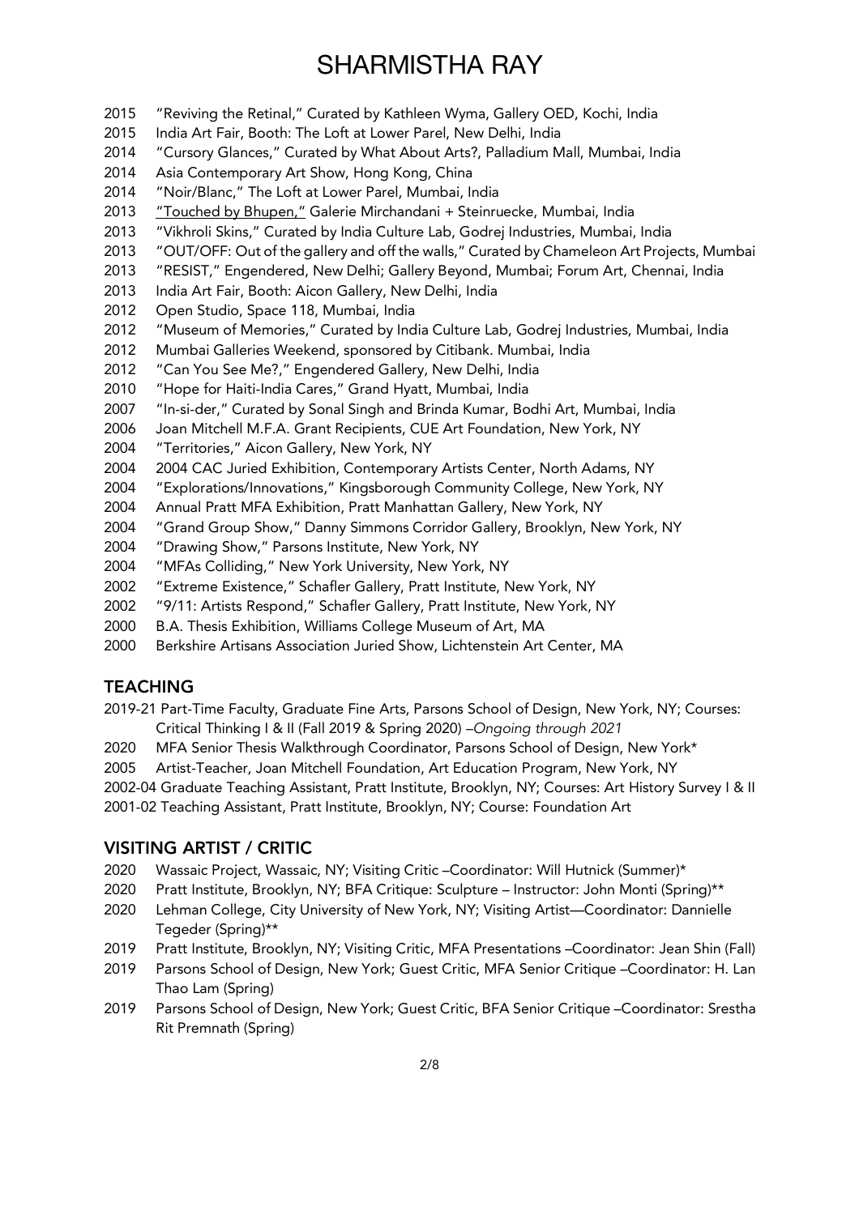2015 "Reviving the Retinal," Curated by Kathleen Wyma, Gallery OED, Kochi, India
2015 India Art Fair, Booth: The Loft at Lower Parel, New Delhi, India
2014 "Cursory Glances," Curated by What About Arts?, Palladium Mall, Mumbai, India
2014 Asia Contemporary Art Show, Hong Kong, China
2014 "Noir/Blanc," The Loft at Lower Parel, Mumbai, India
2013 "Touched by Bhupen," Galerie Mirchandani + Steinruecke, Mumbai, India
2013 "Vikhroli Skins," Curated by India Culture Lab, Godrej Industries, Mumbai, India
2013 "OUT/OFF: Out of the gallery and off the walls," Curated by Chameleon Art Projects, Mumbai
2013 "RESIST," Engendered, New Delhi; Gallery Beyond, Mumbai; Forum Art, Chennai, India
2013 India Art Fair, Booth: Aicon Gallery, New Delhi, India
2012 Open Studio, Space 118, Mumbai, India
2012 "Museum of Memories," Curated by India Culture Lab, Godrej Industries, Mumbai, India
2012 Mumbai Galleries Weekend, sponsored by Citibank. Mumbai, India
2012 "Can You See Me?," Engendered Gallery, New Delhi, India
2010 "Hope for Haiti-India Cares," Grand Hyatt, Mumbai, India
2007 "In-si-der," Curated by Sonal Singh and Brinda Kumar, Bodhi Art, Mumbai, India
2006 Joan Mitchell M.F.A. Grant Recipients, CUE Art Foundation, New York, NY
2004 "Territories," Aicon Gallery, New York, NY
2004 2004 CAC Juried Exhibition, Contemporary Artists Center, North Adams, NY
2004 "Explorations/Innovations," Kingsborough Community College, New York, NY
2004 Annual Pratt MFA Exhibition, Pratt Manhattan Gallery, New York, NY
2004 "Grand Group Show," Danny Simmons Corridor Gallery, Brooklyn, New York, NY
2004 "Drawing Show," Parsons Institute, New York, NY
2004 "MFAs Colliding," New York University, New York, NY
2002 "Extreme Existence," Schafler Gallery, Pratt Institute, New York, NY
2002 "9/11: Artists Respond," Schafler Gallery, Pratt Institute, New York, NY
2000 B.A. Thesis Exhibition, Williams College Museum of Art, MA
2000 Berkshire Artisans Association Juried Show, Lichtenstein Art Center, MA

## TEACHING

2019-21 Part-Time Faculty, Graduate Fine Arts, Parsons School of Design, New York, NY; Courses: Critical Thinking I & II (Fall 2019 & Spring 2020) –*Ongoing through 2021*
2020 MFA Senior Thesis Walkthrough Coordinator, Parsons School of Design, New York*
2005 Artist-Teacher, Joan Mitchell Foundation, Art Education Program, New York, NY
2002-04 Graduate Teaching Assistant, Pratt Institute, Brooklyn, NY; Courses: Art History Survey I & II
2001-02 Teaching Assistant, Pratt Institute, Brooklyn, NY; Course: Foundation Art

## VISITING ARTIST / CRITIC

2020 Wassaic Project, Wassaic, NY; Visiting Critic –Coordinator: Will Hutnick (Summer)*
2020 Pratt Institute, Brooklyn, NY; BFA Critique: Sculpture – Instructor: John Monti (Spring)**
2020 Lehman College, City University of New York, NY; Visiting Artist—Coordinator: Dannielle Tegeder (Spring)**
2019 Pratt Institute, Brooklyn, NY; Visiting Critic, MFA Presentations –Coordinator: Jean Shin (Fall)
2019 Parsons School of Design, New York; Guest Critic, MFA Senior Critique –Coordinator: H. Lan Thao Lam (Spring)
2019 Parsons School of Design, New York; Guest Critic, BFA Senior Critique –Coordinator: Srestha Rit Premnath (Spring)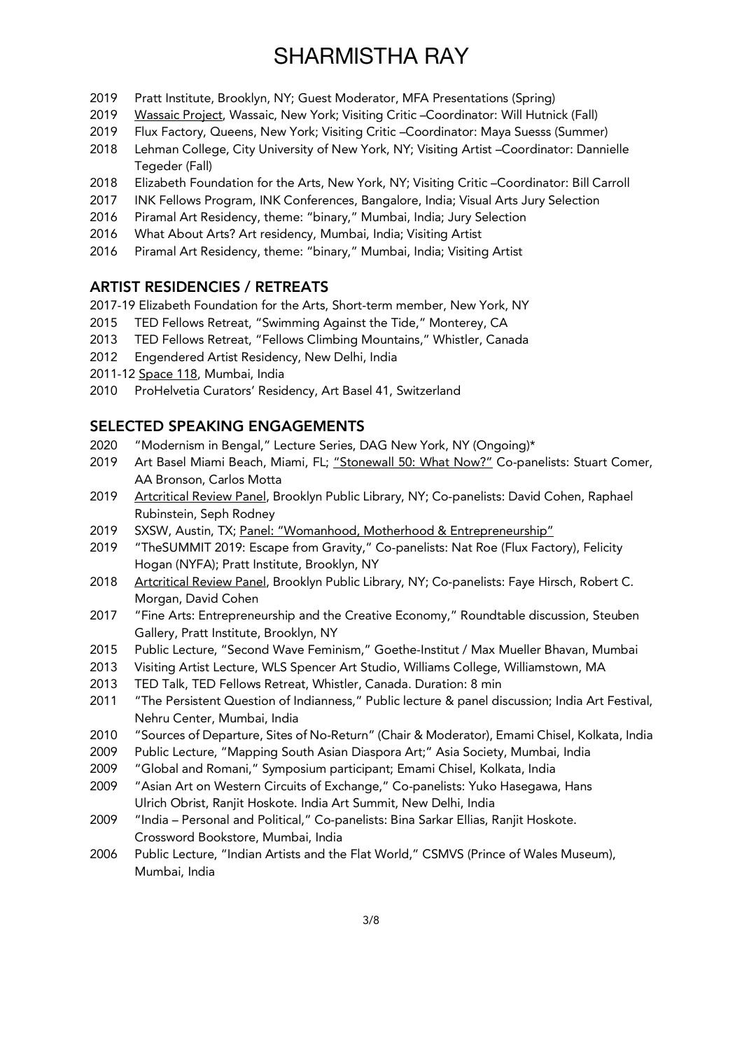# SHARMISTHA RAY

- 2019 Pratt Institute, Brooklyn, NY; Guest Moderator, MFA Presentations (Spring)
- 2019 Wassaic Project, Wassaic, New York; Visiting Critic –Coordinator: Will Hutnick (Fall)
- 2019 Flux Factory, Queens, New York; Visiting Critic –Coordinator: Maya Suesss (Summer)
- 2018 Lehman College, City University of New York, NY; Visiting Artist –Coordinator: Dannielle Tegeder (Fall)
- 2018 Elizabeth Foundation for the Arts, New York, NY; Visiting Critic –Coordinator: Bill Carroll
- 2017 INK Fellows Program, INK Conferences, Bangalore, India; Visual Arts Jury Selection
- 2016 Piramal Art Residency, theme: "binary," Mumbai, India; Jury Selection
- 2016 What About Arts? Art residency, Mumbai, India; Visiting Artist
- 2016 Piramal Art Residency, theme: "binary," Mumbai, India; Visiting Artist

## ARTIST RESIDENCIES / RETREATS

- 2017-19 Elizabeth Foundation for the Arts, Short-term member, New York, NY
- 2015 TED Fellows Retreat, "Swimming Against the Tide," Monterey, CA
- 2013 TED Fellows Retreat, "Fellows Climbing Mountains," Whistler, Canada
- 2012 Engendered Artist Residency, New Delhi, India
- 2011-12 Space 118, Mumbai, India
- 2010 ProHelvetia Curators' Residency, Art Basel 41, Switzerland

## SELECTED SPEAKING ENGAGEMENTS

- 2020 "Modernism in Bengal," Lecture Series, DAG New York, NY (Ongoing)*
- 2019 Art Basel Miami Beach, Miami, FL; "Stonewall 50: What Now?" Co-panelists: Stuart Comer, AA Bronson, Carlos Motta
- 2019 Artcritical Review Panel, Brooklyn Public Library, NY; Co-panelists: David Cohen, Raphael Rubinstein, Seph Rodney
- 2019 SXSW, Austin, TX; Panel: "Womanhood, Motherhood & Entrepreneurship"
- 2019 "TheSUMMIT 2019: Escape from Gravity," Co-panelists: Nat Roe (Flux Factory), Felicity Hogan (NYFA); Pratt Institute, Brooklyn, NY
- 2018 Artcritical Review Panel, Brooklyn Public Library, NY; Co-panelists: Faye Hirsch, Robert C. Morgan, David Cohen
- 2017 "Fine Arts: Entrepreneurship and the Creative Economy," Roundtable discussion, Steuben Gallery, Pratt Institute, Brooklyn, NY
- 2015 Public Lecture, "Second Wave Feminism," Goethe-Institut / Max Mueller Bhavan, Mumbai
- 2013 Visiting Artist Lecture, WLS Spencer Art Studio, Williams College, Williamstown, MA
- 2013 TED Talk, TED Fellows Retreat, Whistler, Canada. Duration: 8 min
- 2011 "The Persistent Question of Indianness," Public lecture & panel discussion; India Art Festival, Nehru Center, Mumbai, India
- 2010 "Sources of Departure, Sites of No-Return" (Chair & Moderator), Emami Chisel, Kolkata, India
- 2009 Public Lecture, "Mapping South Asian Diaspora Art;" Asia Society, Mumbai, India
- 2009 "Global and Romani," Symposium participant; Emami Chisel, Kolkata, India
- 2009 "Asian Art on Western Circuits of Exchange," Co-panelists: Yuko Hasegawa, Hans Ulrich Obrist, Ranjit Hoskote. India Art Summit, New Delhi, India
- 2009 "India – Personal and Political," Co-panelists: Bina Sarkar Ellias, Ranjit Hoskote. Crossword Bookstore, Mumbai, India
- 2006 Public Lecture, "Indian Artists and the Flat World," CSMVS (Prince of Wales Museum), Mumbai, India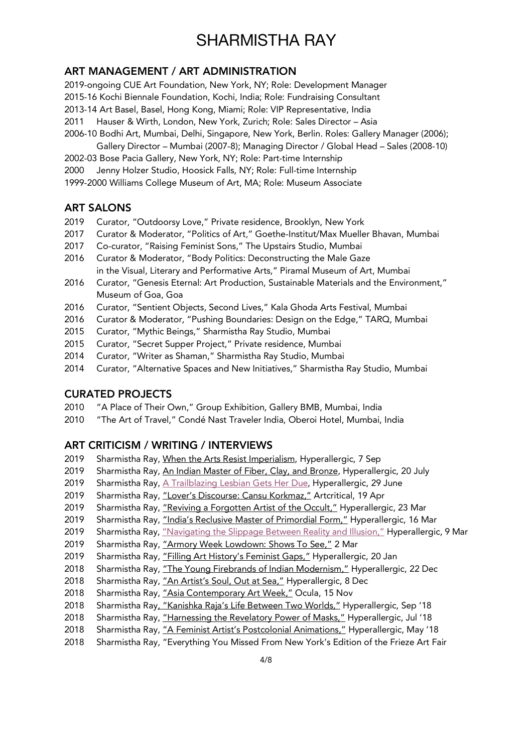# SHARMISTHA RAY

## ART MANAGEMENT / ART ADMINISTRATION

2019-ongoing CUE Art Foundation, New York, NY; Role: Development Manager
2015-16 Kochi Biennale Foundation, Kochi, India; Role: Fundraising Consultant
2013-14 Art Basel, Basel, Hong Kong, Miami; Role: VIP Representative, India
2011 Hauser & Wirth, London, New York, Zurich; Role: Sales Director – Asia
2006-10 Bodhi Art, Mumbai, Delhi, Singapore, New York, Berlin. Roles: Gallery Manager (2006); Gallery Director – Mumbai (2007-8); Managing Director / Global Head – Sales (2008-10)
2002-03 Bose Pacia Gallery, New York, NY; Role: Part-time Internship
2000 Jenny Holzer Studio, Hoosick Falls, NY; Role: Full-time Internship
1999-2000 Williams College Museum of Art, MA; Role: Museum Associate

## ART SALONS

2019 Curator, "Outdoorsy Love," Private residence, Brooklyn, New York
2017 Curator & Moderator, "Politics of Art," Goethe-Institut/Max Mueller Bhavan, Mumbai
2017 Co-curator, "Raising Feminist Sons," The Upstairs Studio, Mumbai
2016 Curator & Moderator, "Body Politics: Deconstructing the Male Gaze in the Visual, Literary and Performative Arts," Piramal Museum of Art, Mumbai
2016 Curator, "Genesis Eternal: Art Production, Sustainable Materials and the Environment," Museum of Goa, Goa
2016 Curator, "Sentient Objects, Second Lives," Kala Ghoda Arts Festival, Mumbai
2016 Curator & Moderator, "Pushing Boundaries: Design on the Edge," TARQ, Mumbai
2015 Curator, "Mythic Beings," Sharmistha Ray Studio, Mumbai
2015 Curator, "Secret Supper Project," Private residence, Mumbai
2014 Curator, "Writer as Shaman," Sharmistha Ray Studio, Mumbai
2014 Curator, "Alternative Spaces and New Initiatives," Sharmistha Ray Studio, Mumbai

## CURATED PROJECTS

2010 "A Place of Their Own," Group Exhibition, Gallery BMB, Mumbai, India
2010 "The Art of Travel," Condé Nast Traveler India, Oberoi Hotel, Mumbai, India

## ART CRITICISM / WRITING / INTERVIEWS

2019 Sharmistha Ray, When the Arts Resist Imperialism, Hyperallergic, 7 Sep
2019 Sharmistha Ray, An Indian Master of Fiber, Clay, and Bronze, Hyperallergic, 20 July
2019 Sharmistha Ray, A Trailblazing Lesbian Gets Her Due, Hyperallergic, 29 June
2019 Sharmistha Ray, "Lover's Discourse: Cansu Korkmaz," Artcritical, 19 Apr
2019 Sharmistha Ray, "Reviving a Forgotten Artist of the Occult," Hyperallergic, 23 Mar
2019 Sharmistha Ray, "India's Reclusive Master of Primordial Form," Hyperallergic, 16 Mar
2019 Sharmistha Ray, "Navigating the Slippage Between Reality and Illusion," Hyperallergic, 9 Mar
2019 Sharmistha Ray, "Armory Week Lowdown: Shows To See," 2 Mar
2019 Sharmistha Ray, "Filling Art History's Feminist Gaps," Hyperallergic, 20 Jan
2018 Sharmistha Ray, "The Young Firebrands of Indian Modernism," Hyperallergic, 22 Dec
2018 Sharmistha Ray, "An Artist's Soul, Out at Sea," Hyperallergic, 8 Dec
2018 Sharmistha Ray, "Asia Contemporary Art Week," Ocula, 15 Nov
2018 Sharmistha Ray, "Kanishka Raja's Life Between Two Worlds," Hyperallergic, Sep '18
2018 Sharmistha Ray, "Harnessing the Revelatory Power of Masks," Hyperallergic, Jul '18
2018 Sharmistha Ray, "A Feminist Artist's Postcolonial Animations," Hyperallergic, May '18
2018 Sharmistha Ray, "Everything You Missed From New York's Edition of the Frieze Art Fair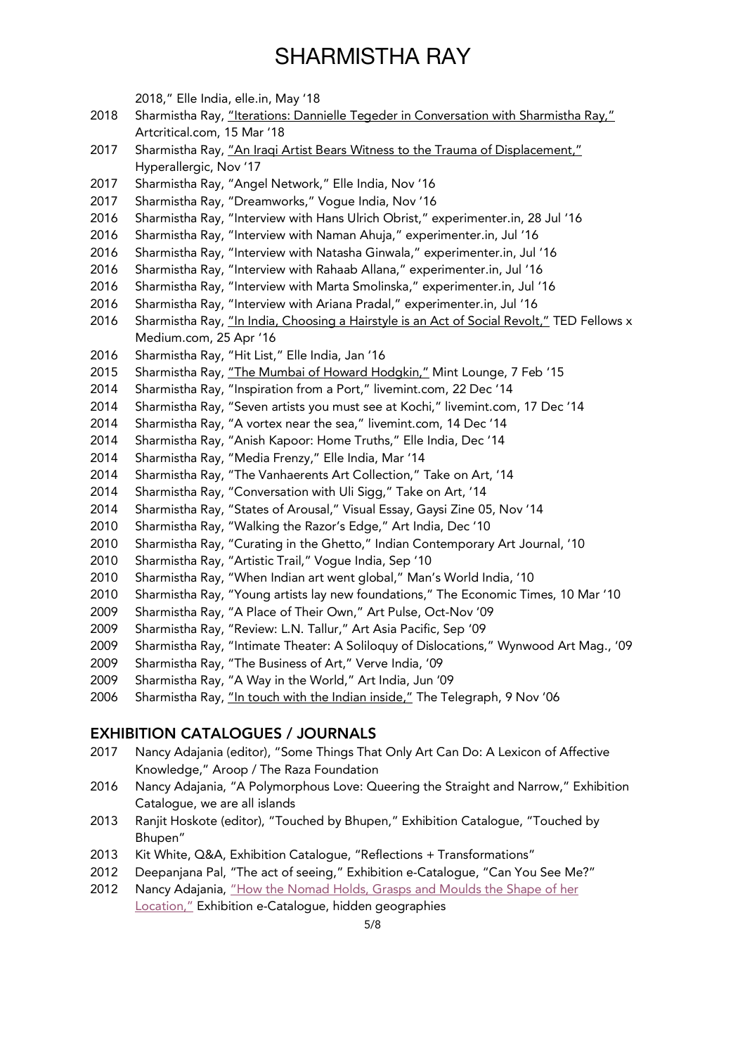2018," Elle India, elle.in, May '18

- 2018 Sharmistha Ray, "Iterations: Dannielle Tegeder in Conversation with Sharmistha Ray," Artcritical.com, 15 Mar '18
- 2017 Sharmistha Ray, "An Iraqi Artist Bears Witness to the Trauma of Displacement," Hyperallergic, Nov '17
- 2017 Sharmistha Ray, "Angel Network," Elle India, Nov '16
- 2017 Sharmistha Ray, "Dreamworks," Vogue India, Nov '16
- 2016 Sharmistha Ray, "Interview with Hans Ulrich Obrist," experimenter.in, 28 Jul '16
- 2016 Sharmistha Ray, "Interview with Naman Ahuja," experimenter.in, Jul '16
- 2016 Sharmistha Ray, "Interview with Natasha Ginwala," experimenter.in, Jul '16
- 2016 Sharmistha Ray, "Interview with Rahaab Allana," experimenter.in, Jul '16
- 2016 Sharmistha Ray, "Interview with Marta Smolinska," experimenter.in, Jul '16
- 2016 Sharmistha Ray, "Interview with Ariana Pradal," experimenter.in, Jul '16
- 2016 Sharmistha Ray, "In India, Choosing a Hairstyle is an Act of Social Revolt," TED Fellows x Medium.com, 25 Apr '16
- 2016 Sharmistha Ray, "Hit List," Elle India, Jan '16
- 2015 Sharmistha Ray, "The Mumbai of Howard Hodgkin," Mint Lounge, 7 Feb '15
- 2014 Sharmistha Ray, "Inspiration from a Port," livemint.com, 22 Dec '14
- 2014 Sharmistha Ray, "Seven artists you must see at Kochi," livemint.com, 17 Dec '14
- 2014 Sharmistha Ray, "A vortex near the sea," livemint.com, 14 Dec '14
- 2014 Sharmistha Ray, "Anish Kapoor: Home Truths," Elle India, Dec '14
- 2014 Sharmistha Ray, "Media Frenzy," Elle India, Mar '14
- 2014 Sharmistha Ray, "The Vanhaerents Art Collection," Take on Art, '14
- 2014 Sharmistha Ray, "Conversation with Uli Sigg," Take on Art, '14
- 2014 Sharmistha Ray, "States of Arousal," Visual Essay, Gaysi Zine 05, Nov '14
- 2010 Sharmistha Ray, "Walking the Razor's Edge," Art India, Dec '10
- 2010 Sharmistha Ray, "Curating in the Ghetto," Indian Contemporary Art Journal, '10
- 2010 Sharmistha Ray, "Artistic Trail," Vogue India, Sep '10
- 2010 Sharmistha Ray, "When Indian art went global," Man's World India, '10
- 2010 Sharmistha Ray, "Young artists lay new foundations," The Economic Times, 10 Mar '10
- 2009 Sharmistha Ray, "A Place of Their Own," Art Pulse, Oct-Nov '09
- 2009 Sharmistha Ray, "Review: L.N. Tallur," Art Asia Pacific, Sep '09
- 2009 Sharmistha Ray, "Intimate Theater: A Soliloquy of Dislocations," Wynwood Art Mag., '09
- 2009 Sharmistha Ray, "The Business of Art," Verve India, '09
- 2009 Sharmistha Ray, "A Way in the World," Art India, Jun '09
- 2006 Sharmistha Ray, "In touch with the Indian inside," The Telegraph, 9 Nov '06

## EXHIBITION CATALOGUES / JOURNALS

- 2017 Nancy Adajania (editor), "Some Things That Only Art Can Do: A Lexicon of Affective Knowledge," Aroop / The Raza Foundation
- 2016 Nancy Adajania, "A Polymorphous Love: Queering the Straight and Narrow," Exhibition Catalogue, we are all islands
- 2013 Ranjit Hoskote (editor), "Touched by Bhupen," Exhibition Catalogue, "Touched by Bhupen"
- 2013 Kit White, Q&A, Exhibition Catalogue, "Reflections + Transformations"
- 2012 Deepanjana Pal, "The act of seeing," Exhibition e-Catalogue, "Can You See Me?"
- 2012 Nancy Adajania, "How the Nomad Holds, Grasps and Moulds the Shape of her Location," Exhibition e-Catalogue, hidden geographies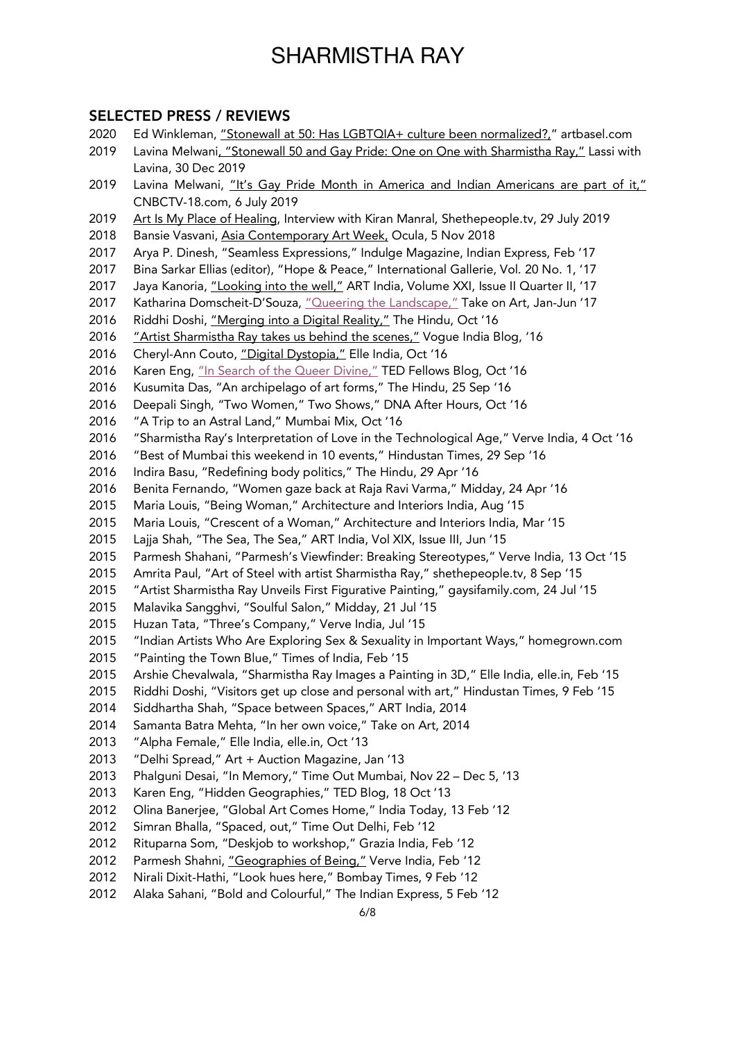## SELECTED PRESS / REVIEWS

2020 Ed Winkleman, "Stonewall at 50: Has LGBTQIA+ culture been normalized?," artbasel.com
2019 Lavina Melwani, "Stonewall 50 and Gay Pride: One on One with Sharmistha Ray," Lassi with Lavina, 30 Dec 2019
2019 Lavina Melwani, "It's Gay Pride Month in America and Indian Americans are part of it," CNBCTV-18.com, 6 July 2019
2019 Art Is My Place of Healing, Interview with Kiran Manral, Shethepeople.tv, 29 July 2019
2018 Bansie Vasvani, Asia Contemporary Art Week, Ocula, 5 Nov 2018
2017 Arya P. Dinesh, "Seamless Expressions," Indulge Magazine, Indian Express, Feb '17
2017 Bina Sarkar Ellias (editor), "Hope & Peace," International Gallerie, Vol. 20 No. 1, '17
2017 Jaya Kanoria, "Looking into the well," ART India, Volume XXI, Issue II Quarter II, '17
2017 Katharina Domscheit-D'Souza, "Queering the Landscape," Take on Art, Jan-Jun '17
2016 Riddhi Doshi, "Merging into a Digital Reality," The Hindu, Oct '16
2016 "Artist Sharmistha Ray takes us behind the scenes," Vogue India Blog, '16
2016 Cheryl-Ann Couto, "Digital Dystopia," Elle India, Oct '16
2016 Karen Eng, "In Search of the Queer Divine," TED Fellows Blog, Oct '16
2016 Kusumita Das, "An archipelago of art forms," The Hindu, 25 Sep '16
2016 Deepali Singh, "Women Two," Two Shows," DNA After Hours, Oct '16
2016 "A Trip to an Astral Land," Mumbai Mix, Oct '16
2016 "Sharmistha Ray's Interpretation of Love in the Technological Age," Verve India, 4 Oct '16
2016 "Best of Mumbai this weekend in 10 events," Hindustan Times, 29 Sep '16
2016 Indira Basu, "Redefining body politics," The Hindu, 29 Apr '16
2016 Benita Fernando, "Women gaze back at Raja Ravi Varma," Midday, 24 Apr '16
2015 Maria Louis, "Being Woman," Architecture and Interiors India, Aug '15
2015 Maria Louis, "Crescent of a Woman," Architecture and Interiors India, Mar '15
2015 Lajja Shah, "The Sea, The Sea," ART India, Vol XIX, Issue III, Jun '15
2015 Parmesh Shahani, "Parmesh's Viewfinder: Breaking Stereotypes," Verve India, 13 Oct '15
2015 Amrita Paul, "Art of Steel with artist Sharmistha Ray," shethepeople.tv, 8 Sep '15
2015 "Artist Sharmistha Ray Unveils First Figurative Painting," gaysifamily.com, 24 Jul '15
2015 Malavika Sangghvi, "Soulful Salon," Midday, 21 Jul '15
2015 Huzan Tata, "Three's Company," Verve India, Jul '15
2015 "Indian Artists Who Are Exploring Sex & Sexuality in Important Ways," homegrown.com
2015 "Painting the Town Blue," Times of India, Feb '15
2015 Arshie Chevalwala, "Sharmistha Ray Images a Painting in 3D," Elle India, elle.in, Feb '15
2015 Riddhi Doshi, "Visitors get up close and personal with art," Hindustan Times, 9 Feb '15
2014 Siddhartha Shah, "Space between Spaces," ART India, 2014
2014 Samanta Batra Mehta, "In her own voice," Take on Art, 2014
2013 "Alpha Female," Elle India, elle.in, Oct '13
2013 "Delhi Spread," Art + Auction Magazine, Jan '13
2013 Phalguni Desai, "In Memory," Time Out Mumbai, Nov 22 – Dec 5, '13
2013 Karen Eng, "Hidden Geographies," TED Blog, 18 Oct '13
2012 Olina Banerjee, "Global Art Comes Home," India Today, 13 Feb '12
2012 Simran Bhalla, "Spaced, out," Time Out Delhi, Feb '12
2012 Rituparna Som, "Deskjob to workshop," Grazia India, Feb '12
2012 Parmesh Shahni, "Geographies of Being," Verve India, Feb '12
2012 Nirali Dixit-Hathi, "Look hues here," Bombay Times, 9 Feb '12
2012 Alaka Sahani, "Bold and Colourful," The Indian Express, 5 Feb '12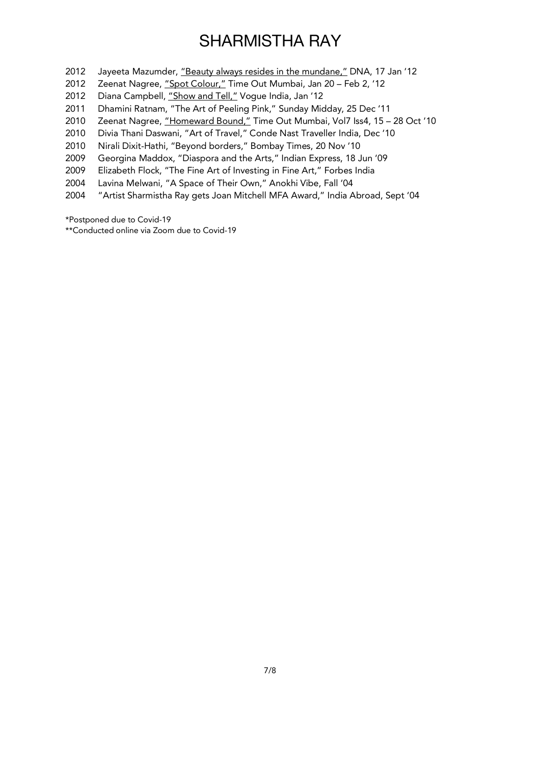2012 Jayeeta Mazumder, "Beauty always resides in the mundane," DNA, 17 Jan '12
2012 Zeenat Nagree, "Spot Colour," Time Out Mumbai, Jan 20 – Feb 2, '12
2012 Diana Campbell, "Show and Tell," Vogue India, Jan '12
2011 Dhamini Ratnam, "The Art of Peeling Pink," Sunday Midday, 25 Dec '11
2010 Zeenat Nagree, "Homeward Bound," Time Out Mumbai, Vol7 Iss4, 15 – 28 Oct '10
2010 Divia Thani Daswani, "Art of Travel," Conde Nast Traveller India, Dec '10
2010 Nirali Dixit-Hathi, "Beyond borders," Bombay Times, 20 Nov '10
2009 Georgina Maddox, "Diaspora and the Arts," Indian Express, 18 Jun '09
2009 Elizabeth Flock, "The Fine Art of Investing in Fine Art," Forbes India
2004 Lavina Melwani, "A Space of Their Own," Anokhi Vibe, Fall '04
2004 "Artist Sharmistha Ray gets Joan Mitchell MFA Award," India Abroad, Sept '04

*Postponed due to Covid-19
**Conducted online via Zoom due to Covid-19